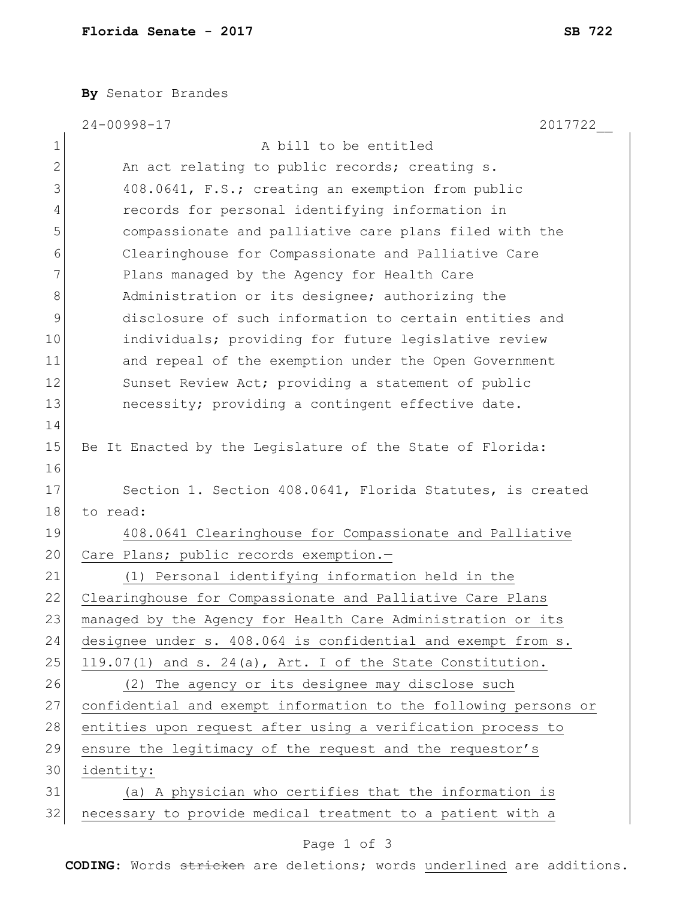By Senator Brandes

24-00998-17 2017722__

A bill to be entitled

An act relating to public records; creating s. 408.0641, F.S.; creating an exemption from public records for personal identifying information in compassionate and palliative care plans filed with the Clearinghouse for Compassionate and Palliative Care Plans managed by the Agency for Health Care Administration or its designee; authorizing the disclosure of such information to certain entities and individuals; providing for future legislative review and repeal of the exemption under the Open Government Sunset Review Act; providing a statement of public necessity; providing a contingent effective date.

Be It Enacted by the Legislature of the State of Florida:

Section 1. Section 408.0641, Florida Statutes, is created to read:

408.0641 Clearinghouse for Compassionate and Palliative Care Plans; public records exemption.—

(1) Personal identifying information held in the Clearinghouse for Compassionate and Palliative Care Plans managed by the Agency for Health Care Administration or its designee under s. 408.064 is confidential and exempt from s. 119.07(1) and s. 24(a), Art. I of the State Constitution.

(2) The agency or its designee may disclose such confidential and exempt information to the following persons or entities upon request after using a verification process to ensure the legitimacy of the request and the requestor's identity:

(a) A physician who certifies that the information is necessary to provide medical treatment to a patient with a

CODING: Words stricken are deletions; words underlined are additions.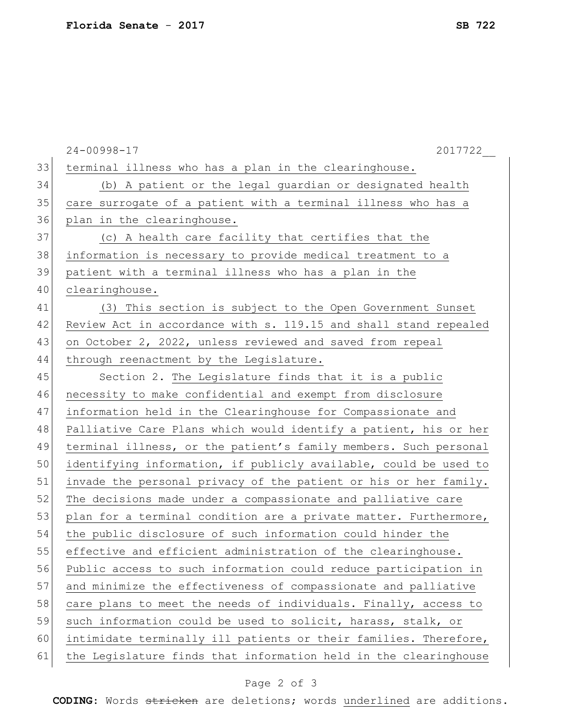terminal illness who has a plan in the clearinghouse.

(b) A patient or the legal guardian or designated health care surrogate of a patient with a terminal illness who has a plan in the clearinghouse.

(c) A health care facility that certifies that the information is necessary to provide medical treatment to a patient with a terminal illness who has a plan in the clearinghouse.

(3) This section is subject to the Open Government Sunset Review Act in accordance with s. 119.15 and shall stand repealed on October 2, 2022, unless reviewed and saved from repeal through reenactment by the Legislature.

Section 2. The Legislature finds that it is a public necessity to make confidential and exempt from disclosure information held in the Clearinghouse for Compassionate and Palliative Care Plans which would identify a patient, his or her terminal illness, or the patient's family members. Such personal identifying information, if publicly available, could be used to invade the personal privacy of the patient or his or her family. The decisions made under a compassionate and palliative care plan for a terminal condition are a private matter. Furthermore, the public disclosure of such information could hinder the effective and efficient administration of the clearinghouse. Public access to such information could reduce participation in and minimize the effectiveness of compassionate and palliative care plans to meet the needs of individuals. Finally, access to such information could be used to solicit, harass, stalk, or intimidate terminally ill patients or their families. Therefore, the Legislature finds that information held in the clearinghouse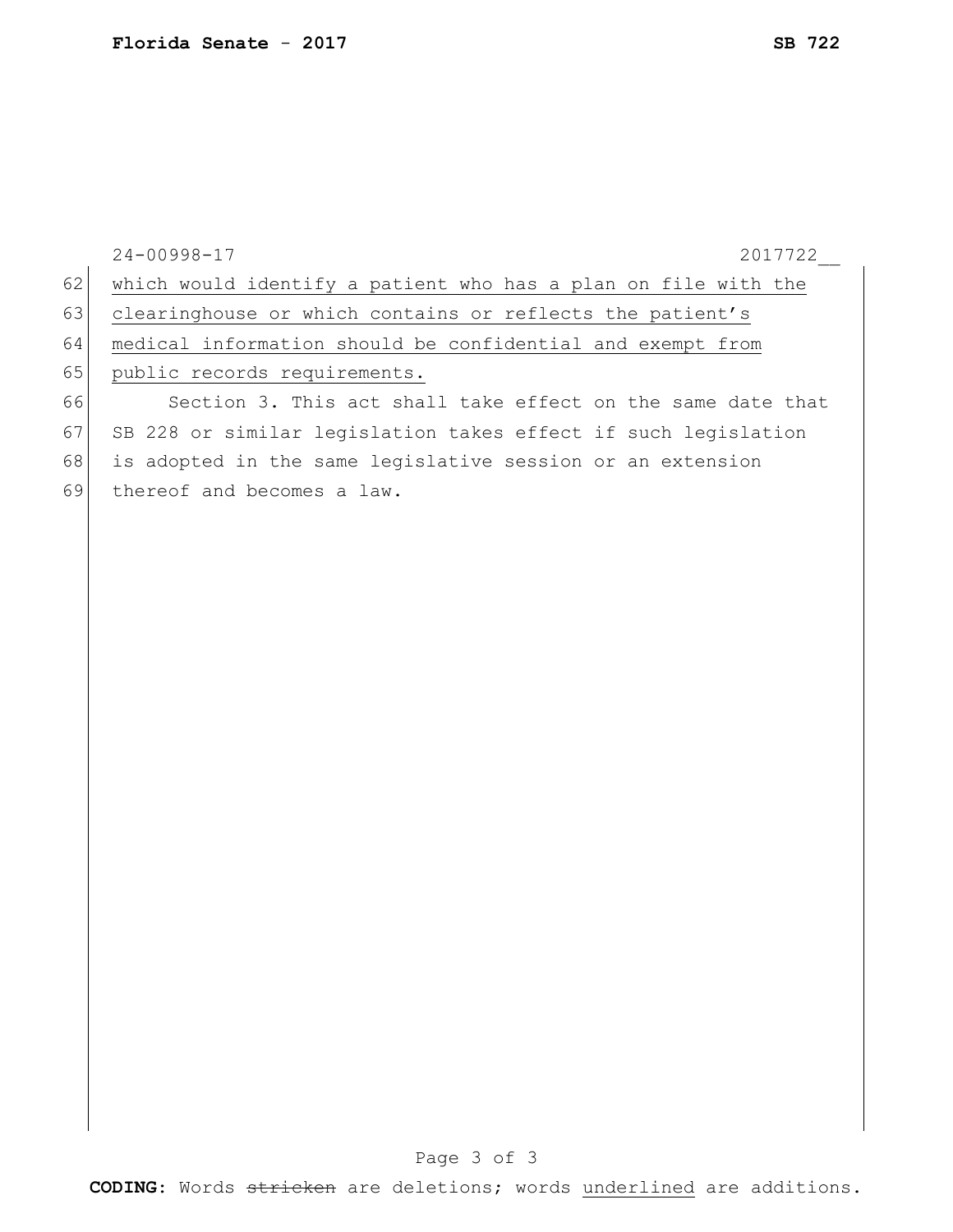24-00998-17 2017722__

62 which would identify a patient who has a plan on file with the
63 clearinghouse or which contains or reflects the patient's
64 medical information should be confidential and exempt from
65 public records requirements.
66 Section 3. This act shall take effect on the same date that
67 SB 228 or similar legislation takes effect if such legislation
68 is adopted in the same legislative session or an extension
69 thereof and becomes a law.

**CODING:** Words stricken are deletions; words underlined are additions.